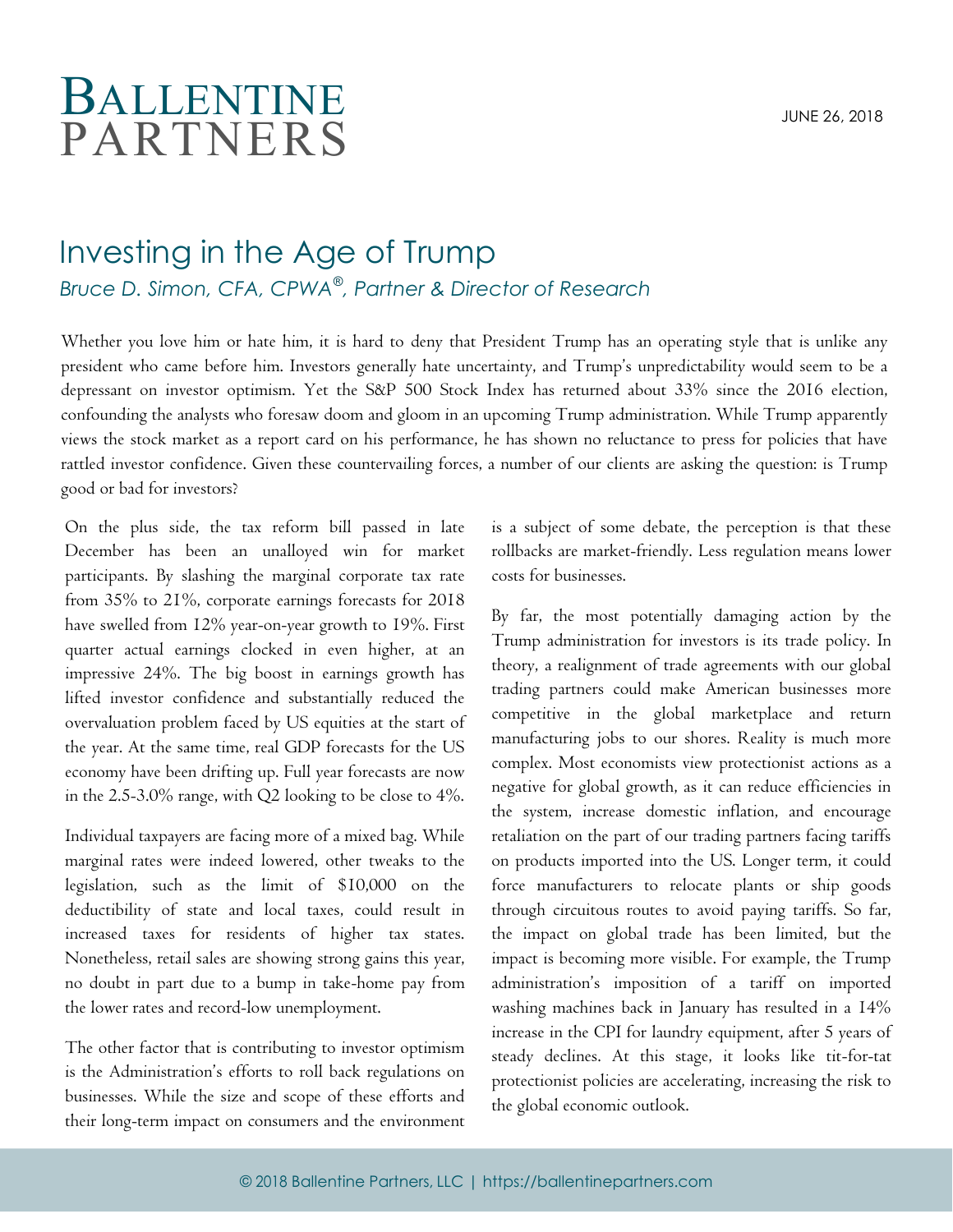BALLENTINE PARTNERS

JUNE 26, 2018

# Investing in the Age of Trump

*Bruce D. Simon, CFA, CPWA®, Partner & Director of Research*

Whether you love him or hate him, it is hard to deny that President Trump has an operating style that is unlike any president who came before him. Investors generally hate uncertainty, and Trump's unpredictability would seem to be a depressant on investor optimism. Yet the S&P 500 Stock Index has returned about 33% since the 2016 election, confounding the analysts who foresaw doom and gloom in an upcoming Trump administration. While Trump apparently views the stock market as a report card on his performance, he has shown no reluctance to press for policies that have rattled investor confidence. Given these countervailing forces, a number of our clients are asking the question: is Trump good or bad for investors?

On the plus side, the tax reform bill passed in late December has been an unalloyed win for market participants. By slashing the marginal corporate tax rate from 35% to 21%, corporate earnings forecasts for 2018 have swelled from 12% year-on-year growth to 19%. First quarter actual earnings clocked in even higher, at an impressive 24%. The big boost in earnings growth has lifted investor confidence and substantially reduced the overvaluation problem faced by US equities at the start of the year. At the same time, real GDP forecasts for the US economy have been drifting up. Full year forecasts are now in the 2.5-3.0% range, with Q2 looking to be close to 4%.

Individual taxpayers are facing more of a mixed bag. While marginal rates were indeed lowered, other tweaks to the legislation, such as the limit of $10,000 on the deductibility of state and local taxes, could result in increased taxes for residents of higher tax states. Nonetheless, retail sales are showing strong gains this year, no doubt in part due to a bump in take-home pay from the lower rates and record-low unemployment.

The other factor that is contributing to investor optimism is the Administration's efforts to roll back regulations on businesses. While the size and scope of these efforts and their long-term impact on consumers and the environment is a subject of some debate, the perception is that these rollbacks are market-friendly. Less regulation means lower costs for businesses.

By far, the most potentially damaging action by the Trump administration for investors is its trade policy. In theory, a realignment of trade agreements with our global trading partners could make American businesses more competitive in the global marketplace and return manufacturing jobs to our shores. Reality is much more complex. Most economists view protectionist actions as a negative for global growth, as it can reduce efficiencies in the system, increase domestic inflation, and encourage retaliation on the part of our trading partners facing tariffs on products imported into the US. Longer term, it could force manufacturers to relocate plants or ship goods through circuitous routes to avoid paying tariffs. So far, the impact on global trade has been limited, but the impact is becoming more visible. For example, the Trump administration's imposition of a tariff on imported washing machines back in January has resulted in a 14% increase in the CPI for laundry equipment, after 5 years of steady declines. At this stage, it looks like tit-for-tat protectionist policies are accelerating, increasing the risk to the global economic outlook.

© 2018 Ballentine Partners, LLC | https://ballentinepartners.com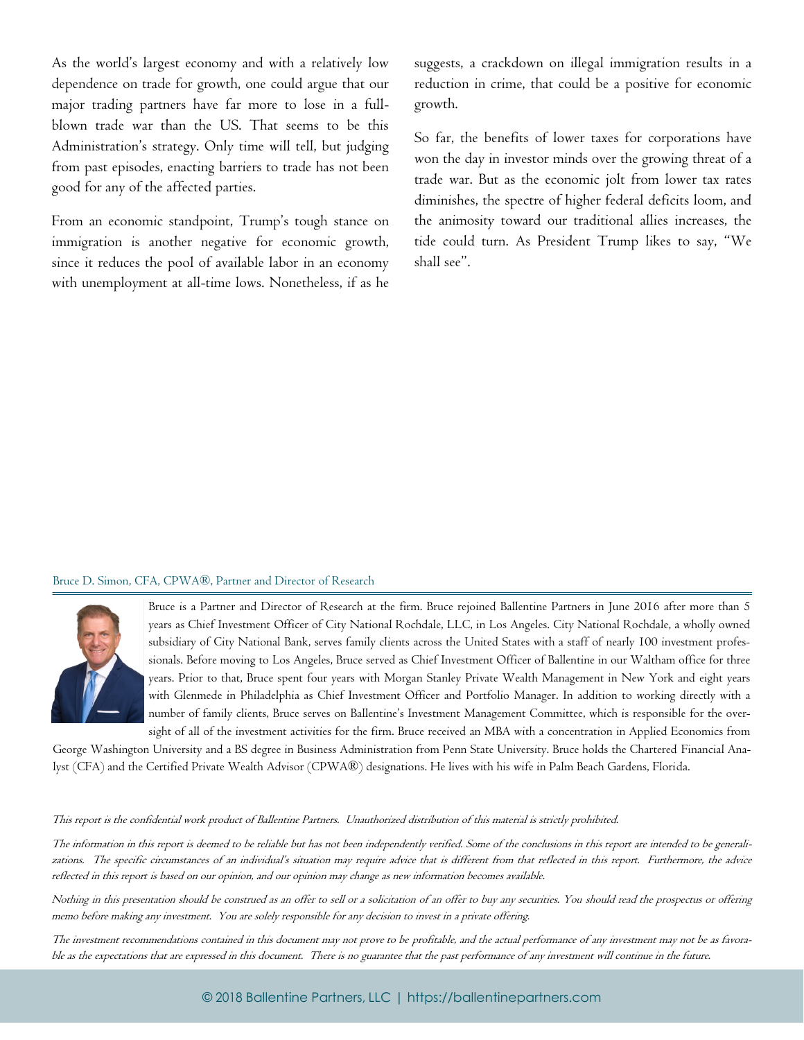As the world's largest economy and with a relatively low dependence on trade for growth, one could argue that our major trading partners have far more to lose in a full-blown trade war than the US. That seems to be this Administration's strategy. Only time will tell, but judging from past episodes, enacting barriers to trade has not been good for any of the affected parties.

From an economic standpoint, Trump's tough stance on immigration is another negative for economic growth, since it reduces the pool of available labor in an economy with unemployment at all-time lows. Nonetheless, if as he suggests, a crackdown on illegal immigration results in a reduction in crime, that could be a positive for economic growth.

So far, the benefits of lower taxes for corporations have won the day in investor minds over the growing threat of a trade war. But as the economic jolt from lower tax rates diminishes, the spectre of higher federal deficits loom, and the animosity toward our traditional allies increases, the tide could turn. As President Trump likes to say, "We shall see".

Bruce D. Simon, CFA, CPWA®, Partner and Director of Research

Bruce is a Partner and Director of Research at the firm. Bruce rejoined Ballentine Partners in June 2016 after more than 5 years as Chief Investment Officer of City National Rochdale, LLC, in Los Angeles. City National Rochdale, a wholly owned subsidiary of City National Bank, serves family clients across the United States with a staff of nearly 100 investment professionals. Before moving to Los Angeles, Bruce served as Chief Investment Officer of Ballentine in our Waltham office for three years. Prior to that, Bruce spent four years with Morgan Stanley Private Wealth Management in New York and eight years with Glenmede in Philadelphia as Chief Investment Officer and Portfolio Manager. In addition to working directly with a number of family clients, Bruce serves on Ballentine's Investment Management Committee, which is responsible for the oversight of all of the investment activities for the firm. Bruce received an MBA with a concentration in Applied Economics from George Washington University and a BS degree in Business Administration from Penn State University. Bruce holds the Chartered Financial Analyst (CFA) and the Certified Private Wealth Advisor (CPWA®) designations. He lives with his wife in Palm Beach Gardens, Florida.

*This report is the confidential work product of Ballentine Partners. Unauthorized distribution of this material is strictly prohibited.*

*The information in this report is deemed to be reliable but has not been independently verified. Some of the conclusions in this report are intended to be generalizations. The specific circumstances of an individual's situation may require advice that is different from that reflected in this report. Furthermore, the advice reflected in this report is based on our opinion, and our opinion may change as new information becomes available.*

*Nothing in this presentation should be construed as an offer to sell or a solicitation of an offer to buy any securities. You should read the prospectus or offering memo before making any investment. You are solely responsible for any decision to invest in a private offering.*

*The investment recommendations contained in this document may not prove to be profitable, and the actual performance of any investment may not be as favorable as the expectations that are expressed in this document. There is no guarantee that the past performance of any investment will continue in the future.*

© 2018 Ballentine Partners, LLC | https://ballentinepartners.com